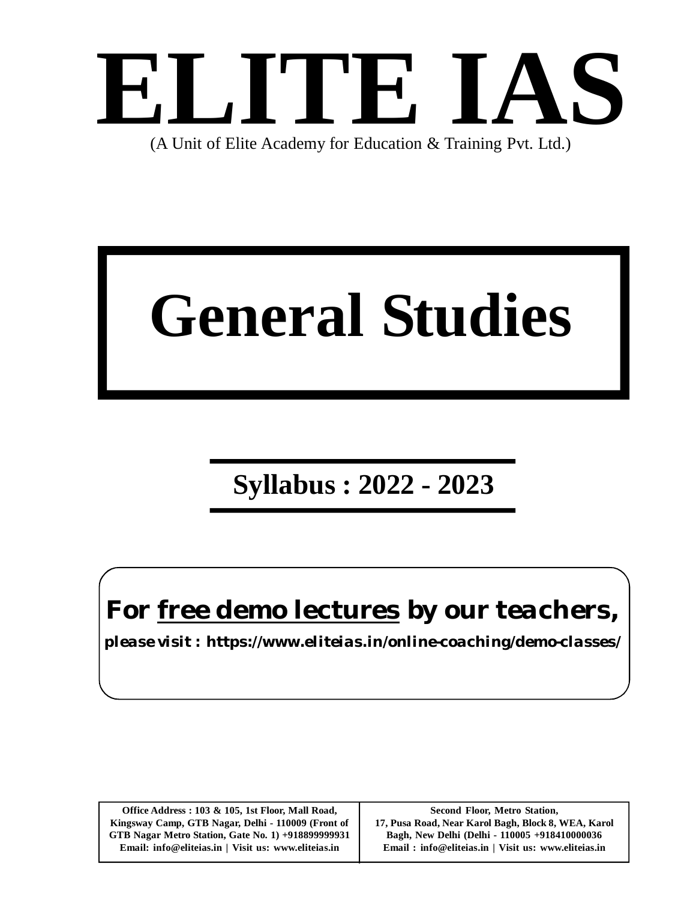# ELITE IAS

(A Unit of Elite Academy for Education & Training Pvt. Ltd.)

# General Studies

## Syllabus : 2022 - 2023

**For <u>free demo lectures</u> by our teachers,**

**please visit : https://www.eliteias.in/online-coaching/demo-classes/**

| **Office Address : 103 & 105, 1st Floor, Mall Road, Kingsway Camp, GTB Nagar, Delhi - 110009 (Front of GTB Nagar Metro Station, Gate No. 1) +918899999931 Email: info@eliteias.in \| Visit us: www.eliteias.in** | **Second Floor, Metro Station, 17, Pusa Road, Near Karol Bagh, Block 8, WEA, Karol Bagh, New Delhi (Delhi - 110005 +918410000036 Email : info@eliteias.in \| Visit us: www.eliteias.in** |
|---|---|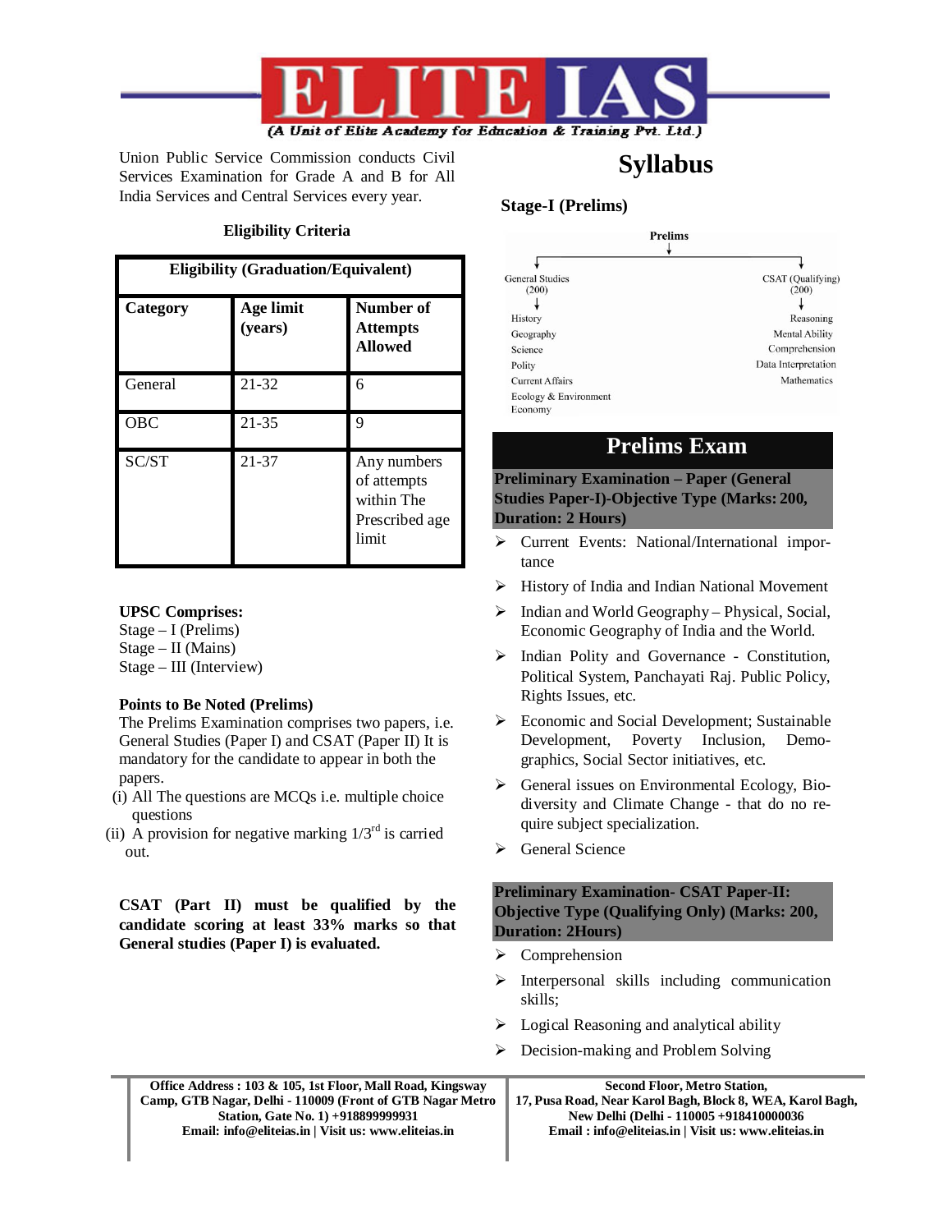Union Public Service Commission conducts Civil Services Examination for Grade A and B for All India Services and Central Services every year.

### Eligibility Criteria

| Eligibility (Graduation/Equivalent) | | |
|---|---|---|
| **Category** | **Age limit (years)** | **Number of Attempts Allowed** |
| General | 21-32 | 6 |
| OBC | 21-35 | 9 |
| SC/ST | 21-37 | Any numbers of attempts within The Prescribed age limit |

**UPSC Comprises:**

Stage – I (Prelims)
Stage – II (Mains)
Stage – III (Interview)

**Points to Be Noted (Prelims)**

The Prelims Examination comprises two papers, i.e. General Studies (Paper I) and CSAT (Paper II) It is mandatory for the candidate to appear in both the papers.

(i) All The questions are MCQs i.e. multiple choice questions

(ii) A provision for negative marking 1/3rd is carried out.

**CSAT (Part II) must be qualified by the candidate scoring at least 33% marks so that General studies (Paper I) is evaluated.**

# Syllabus

### Stage-I (Prelims)

Prelims

- General Studies (200)
  - History
  - Geography
  - Science
  - Polity
  - Current Affairs
  - Ecology & Environment
  - Economy
- CSAT (Qualifying) (200)
  - Reasoning
  - Mental Ability
  - Comprehension
  - Data Interpretation
  - Mathematics

## Prelims Exam

**Preliminary Examination – Paper (General Studies Paper-I)-Objective Type (Marks: 200, Duration: 2 Hours)**

- Current Events: National/International importance
- History of India and Indian National Movement
- Indian and World Geography – Physical, Social, Economic Geography of India and the World.
- Indian Polity and Governance - Constitution, Political System, Panchayati Raj. Public Policy, Rights Issues, etc.
- Economic and Social Development; Sustainable Development, Poverty Inclusion, Demographics, Social Sector initiatives, etc.
- General issues on Environmental Ecology, Biodiversity and Climate Change - that do no require subject specialization.
- General Science

**Preliminary Examination- CSAT Paper-II: Objective Type (Qualifying Only) (Marks: 200, Duration: 2Hours)**

- Comprehension
- Interpersonal skills including communication skills;
- Logical Reasoning and analytical ability
- Decision-making and Problem Solving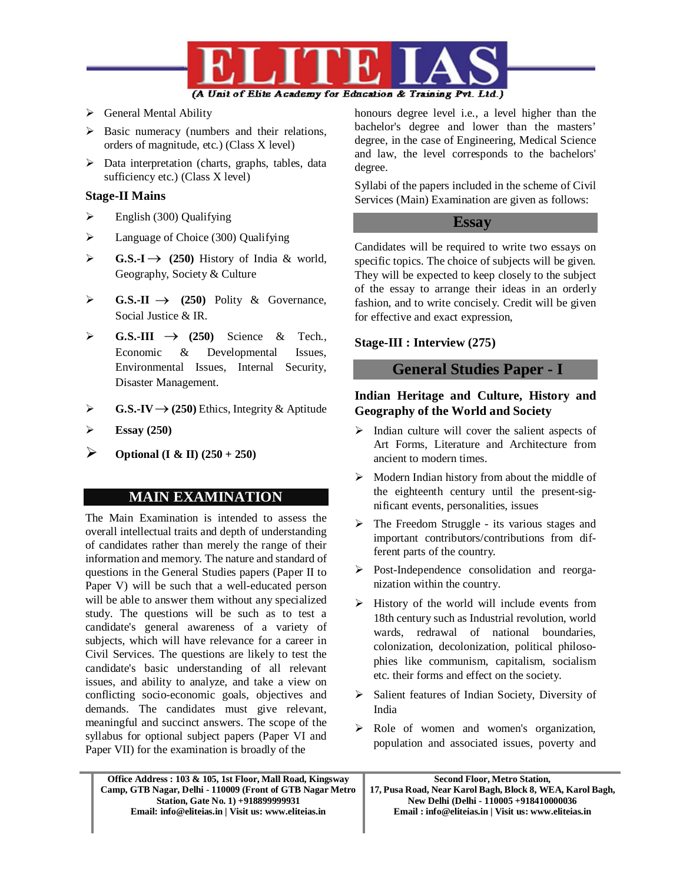- General Mental Ability
- Basic numeracy (numbers and their relations, orders of magnitude, etc.) (Class X level)
- Data interpretation (charts, graphs, tables, data sufficiency etc.) (Class X level)

### Stage-II Mains

- English (300) Qualifying
- Language of Choice (300) Qualifying
- **G.S.-I → (250)** History of India & world, Geography, Society & Culture
- **G.S.-II → (250)** Polity & Governance, Social Justice & IR.
- **G.S.-III → (250)** Science & Tech., Economic & Developmental Issues, Environmental Issues, Internal Security, Disaster Management.
- **G.S.-IV → (250)** Ethics, Integrity & Aptitude
- **Essay (250)**
- **Optional (I & II) (250 + 250)**

## MAIN EXAMINATION

The Main Examination is intended to assess the overall intellectual traits and depth of understanding of candidates rather than merely the range of their information and memory. The nature and standard of questions in the General Studies papers (Paper II to Paper V) will be such that a well-educated person will be able to answer them without any specialized study. The questions will be such as to test a candidate's general awareness of a variety of subjects, which will have relevance for a career in Civil Services. The questions are likely to test the candidate's basic understanding of all relevant issues, and ability to analyze, and take a view on conflicting socio-economic goals, objectives and demands. The candidates must give relevant, meaningful and succinct answers. The scope of the syllabus for optional subject papers (Paper VI and Paper VII) for the examination is broadly of the honours degree level i.e., a level higher than the bachelor's degree and lower than the masters' degree, in the case of Engineering, Medical Science and law, the level corresponds to the bachelors' degree.

Syllabi of the papers included in the scheme of Civil Services (Main) Examination are given as follows:

## Essay

Candidates will be required to write two essays on specific topics. The choice of subjects will be given. They will be expected to keep closely to the subject of the essay to arrange their ideas in an orderly fashion, and to write concisely. Credit will be given for effective and exact expression,

### Stage-III : Interview (275)

## General Studies Paper - I

### Indian Heritage and Culture, History and Geography of the World and Society

- Indian culture will cover the salient aspects of Art Forms, Literature and Architecture from ancient to modern times.
- Modern Indian history from about the middle of the eighteenth century until the present-significant events, personalities, issues
- The Freedom Struggle - its various stages and important contributors/contributions from different parts of the country.
- Post-Independence consolidation and reorganization within the country.
- History of the world will include events from 18th century such as Industrial revolution, world wards, redrawal of national boundaries, colonization, decolonization, political philosophies like communism, capitalism, socialism etc. their forms and effect on the society.
- Salient features of Indian Society, Diversity of India
- Role of women and women's organization, population and associated issues, poverty and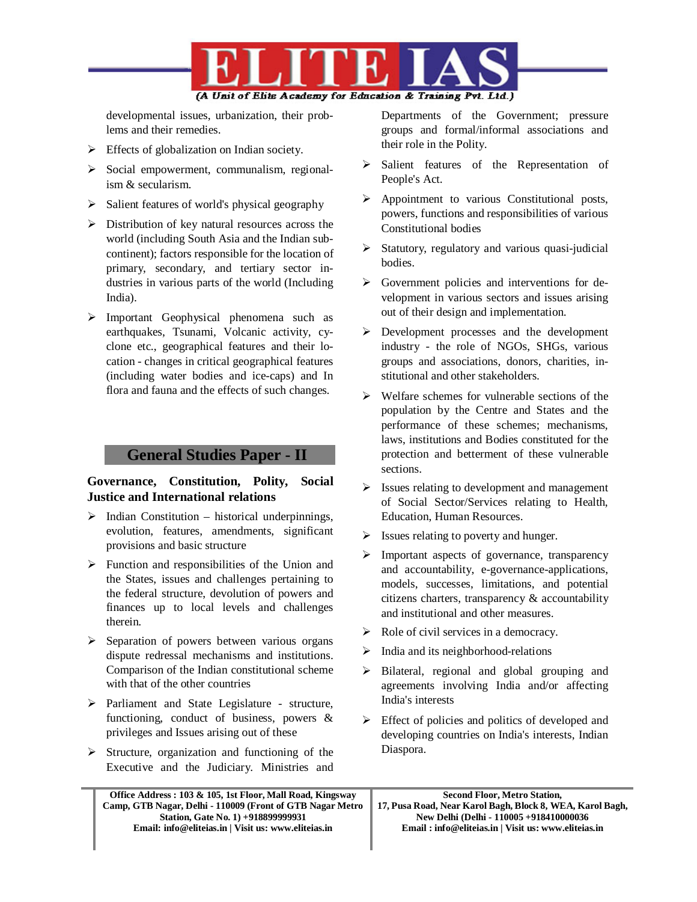developmental issues, urbanization, their problems and their remedies.

- Effects of globalization on Indian society.
- Social empowerment, communalism, regionalism & secularism.
- Salient features of world's physical geography
- Distribution of key natural resources across the world (including South Asia and the Indian sub-continent); factors responsible for the location of primary, secondary, and tertiary sector industries in various parts of the world (Including India).
- Important Geophysical phenomena such as earthquakes, Tsunami, Volcanic activity, cyclone etc., geographical features and their location - changes in critical geographical features (including water bodies and ice-caps) and In flora and fauna and the effects of such changes.

## General Studies Paper - II

### Governance, Constitution, Polity, Social Justice and International relations

- Indian Constitution – historical underpinnings, evolution, features, amendments, significant provisions and basic structure
- Function and responsibilities of the Union and the States, issues and challenges pertaining to the federal structure, devolution of powers and finances up to local levels and challenges therein.
- Separation of powers between various organs dispute redressal mechanisms and institutions. Comparison of the Indian constitutional scheme with that of the other countries
- Parliament and State Legislature - structure, functioning, conduct of business, powers & privileges and Issues arising out of these
- Structure, organization and functioning of the Executive and the Judiciary. Ministries and Departments of the Government; pressure groups and formal/informal associations and their role in the Polity.
- Salient features of the Representation of People's Act.
- Appointment to various Constitutional posts, powers, functions and responsibilities of various Constitutional bodies
- Statutory, regulatory and various quasi-judicial bodies.
- Government policies and interventions for development in various sectors and issues arising out of their design and implementation.
- Development processes and the development industry - the role of NGOs, SHGs, various groups and associations, donors, charities, institutional and other stakeholders.
- Welfare schemes for vulnerable sections of the population by the Centre and States and the performance of these schemes; mechanisms, laws, institutions and Bodies constituted for the protection and betterment of these vulnerable sections.
- Issues relating to development and management of Social Sector/Services relating to Health, Education, Human Resources.
- Issues relating to poverty and hunger.
- Important aspects of governance, transparency and accountability, e-governance-applications, models, successes, limitations, and potential citizens charters, transparency & accountability and institutional and other measures.
- Role of civil services in a democracy.
- India and its neighborhood-relations
- Bilateral, regional and global grouping and agreements involving India and/or affecting India's interests
- Effect of policies and politics of developed and developing countries on India's interests, Indian Diaspora.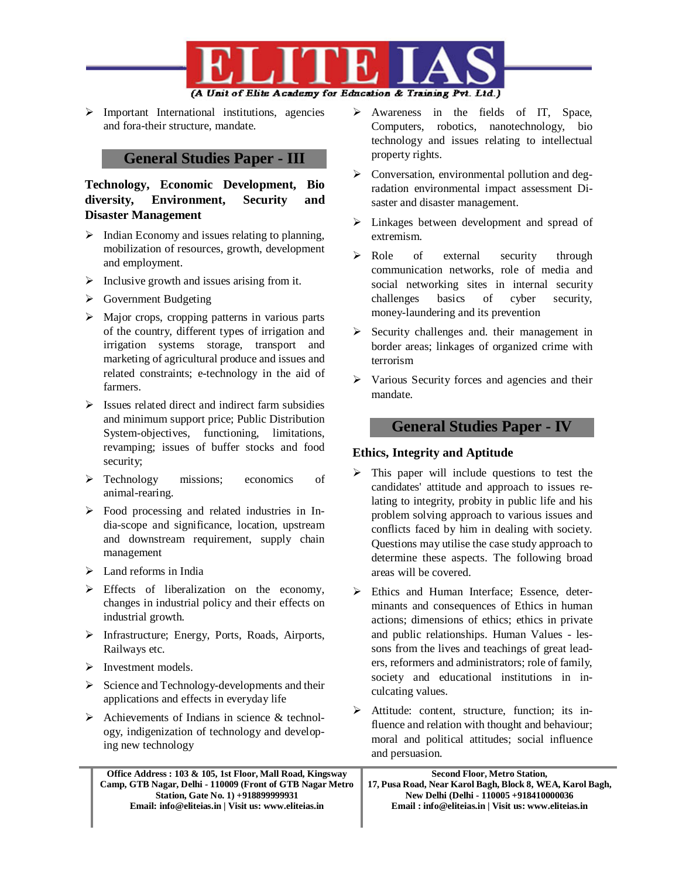- Important International institutions, agencies and fora-their structure, mandate.

## General Studies Paper - III

**Technology, Economic Development, Bio diversity, Environment, Security and Disaster Management**

- Indian Economy and issues relating to planning, mobilization of resources, growth, development and employment.
- Inclusive growth and issues arising from it.
- Government Budgeting
- Major crops, cropping patterns in various parts of the country, different types of irrigation and irrigation systems storage, transport and marketing of agricultural produce and issues and related constraints; e-technology in the aid of farmers.
- Issues related direct and indirect farm subsidies and minimum support price; Public Distribution System-objectives, functioning, limitations, revamping; issues of buffer stocks and food security;
- Technology missions; economics of animal-rearing.
- Food processing and related industries in India-scope and significance, location, upstream and downstream requirement, supply chain management
- Land reforms in India
- Effects of liberalization on the economy, changes in industrial policy and their effects on industrial growth.
- Infrastructure; Energy, Ports, Roads, Airports, Railways etc.
- Investment models.
- Science and Technology-developments and their applications and effects in everyday life
- Achievements of Indians in science & technology, indigenization of technology and developing new technology
- Awareness in the fields of IT, Space, Computers, robotics, nanotechnology, bio technology and issues relating to intellectual property rights.
- Conversation, environmental pollution and degradation environmental impact assessment Disaster and disaster management.
- Linkages between development and spread of extremism.
- Role of external security through communication networks, role of media and social networking sites in internal security challenges basics of cyber security, money-laundering and its prevention
- Security challenges and. their management in border areas; linkages of organized crime with terrorism
- Various Security forces and agencies and their mandate.

## General Studies Paper - IV

**Ethics, Integrity and Aptitude**

- This paper will include questions to test the candidates' attitude and approach to issues relating to integrity, probity in public life and his problem solving approach to various issues and conflicts faced by him in dealing with society. Questions may utilise the case study approach to determine these aspects. The following broad areas will be covered.
- Ethics and Human Interface; Essence, determinants and consequences of Ethics in human actions; dimensions of ethics; ethics in private and public relationships. Human Values - lessons from the lives and teachings of great leaders, reformers and administrators; role of family, society and educational institutions in inculcating values.
- Attitude: content, structure, function; its influence and relation with thought and behaviour; moral and political attitudes; social influence and persuasion.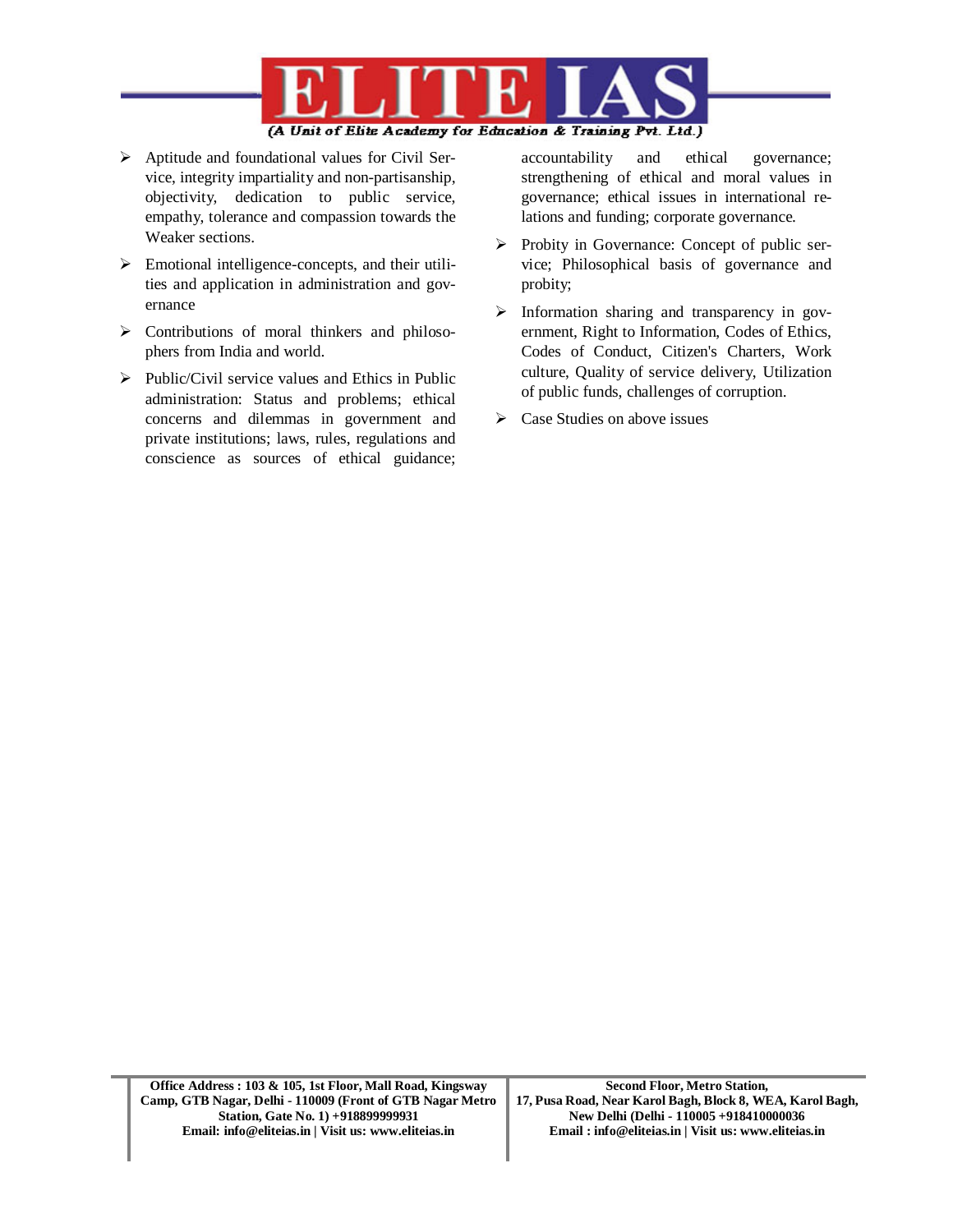- Aptitude and foundational values for Civil Service, integrity impartiality and non-partisanship, objectivity, dedication to public service, empathy, tolerance and compassion towards the Weaker sections.
- Emotional intelligence-concepts, and their utilities and application in administration and governance
- Contributions of moral thinkers and philosophers from India and world.
- Public/Civil service values and Ethics in Public administration: Status and problems; ethical concerns and dilemmas in government and private institutions; laws, rules, regulations and conscience as sources of ethical guidance; accountability and ethical governance; strengthening of ethical and moral values in governance; ethical issues in international relations and funding; corporate governance.
- Probity in Governance: Concept of public service; Philosophical basis of governance and probity;
- Information sharing and transparency in government, Right to Information, Codes of Ethics, Codes of Conduct, Citizen's Charters, Work culture, Quality of service delivery, Utilization of public funds, challenges of corruption.
- Case Studies on above issues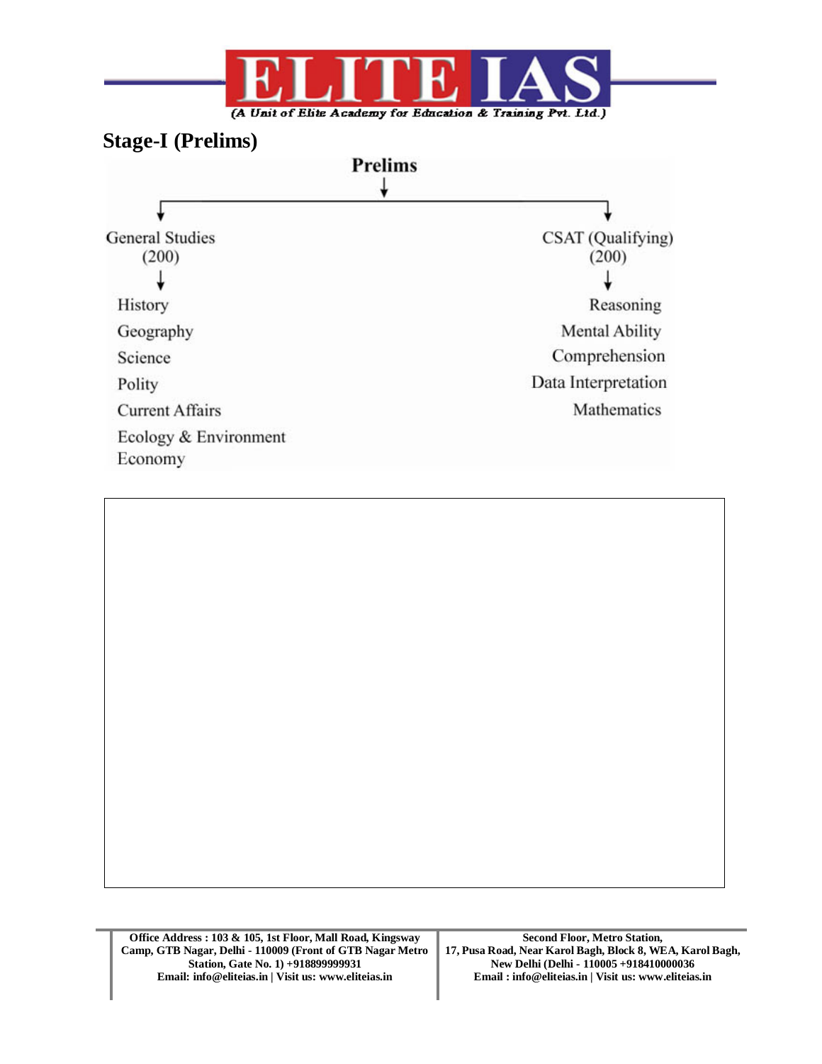## Stage-I (Prelims)

**Prelims**

| General Studies (200) | CSAT (Qualifying) (200) |
| --- | --- |
| History | Reasoning |
| Geography | Mental Ability |
| Science | Comprehension |
| Polity | Data Interpretation |
| Current Affairs | Mathematics |
| Ecology & Environment | |
| Economy | |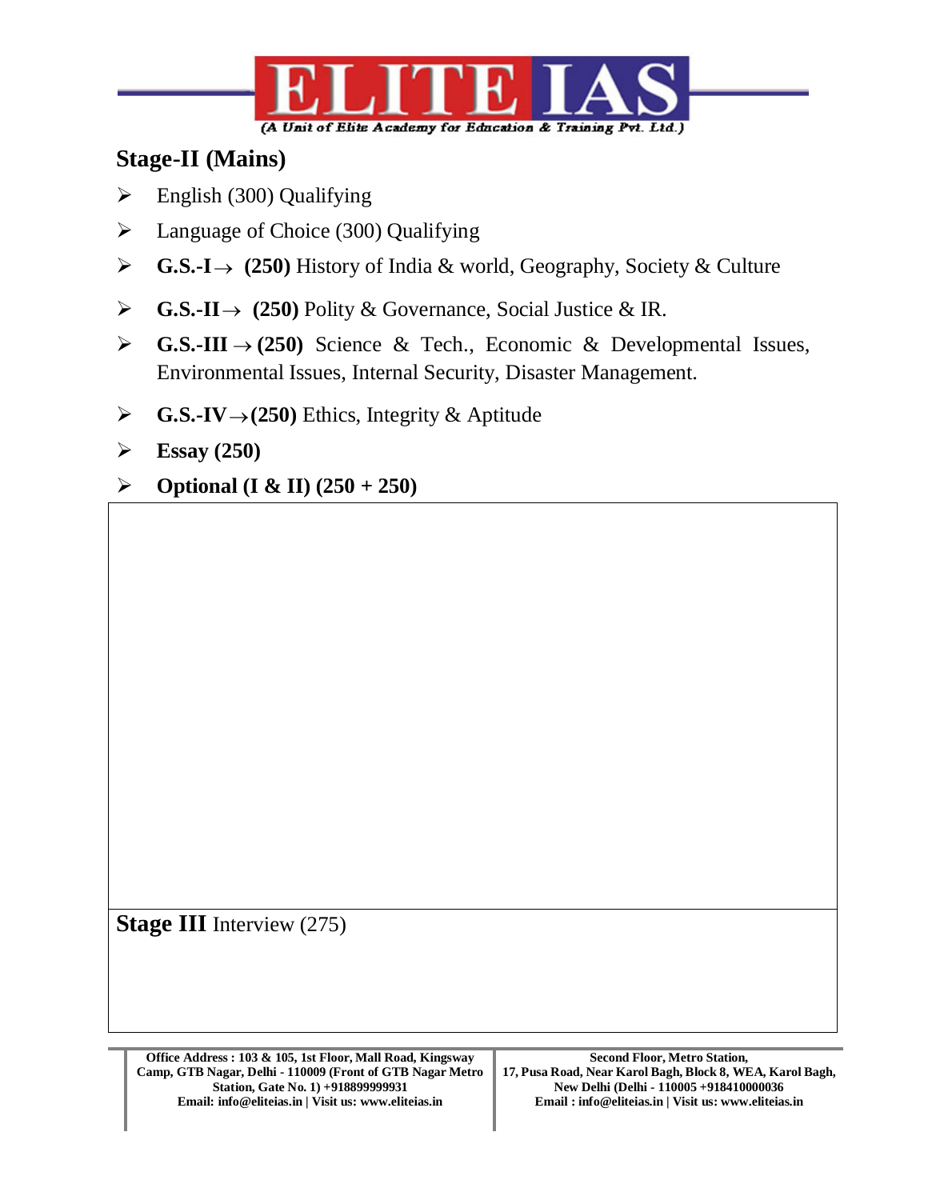## Stage-II (Mains)

- English (300) Qualifying
- Language of Choice (300) Qualifying
- **G.S.-I →  (250)** History of India & world, Geography, Society & Culture
- **G.S.-II →  (250)** Polity & Governance, Social Justice & IR.
- **G.S.-III → (250)** Science & Tech., Economic & Developmental Issues, Environmental Issues, Internal Security, Disaster Management.
- **G.S.-IV →(250)** Ethics, Integrity & Aptitude
- **Essay (250)**
- **Optional (I & II) (250 + 250)**

**Stage III** Interview (275)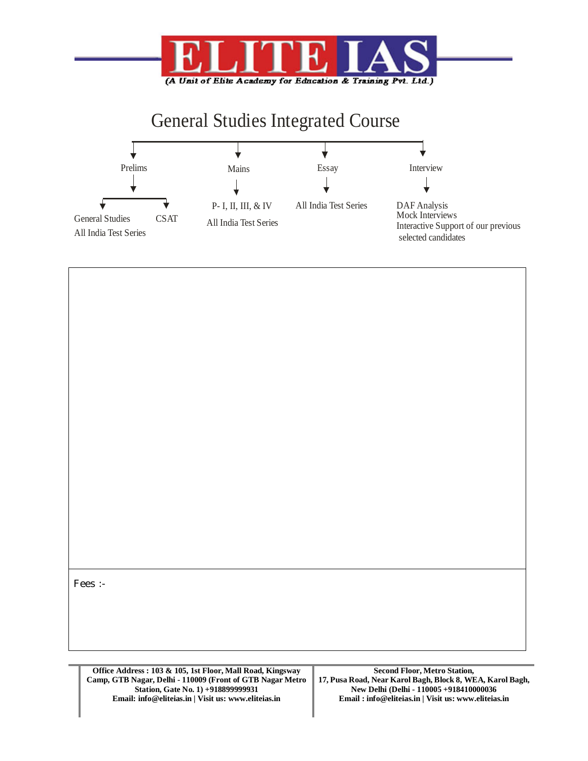# ELITE IAS

(A Unit of Elite Academy for Education & Training Pvt. Ltd.)

## General Studies Integrated Course

- Prelims
  - General Studies
    - All India Test Series
  - CSAT
- Mains
  - P- I, II, III, & IV
  - All India Test Series
- Essay
  - All India Test Series
- Interview
  - DAF Analysis
  - Mock Interviews
  - Interactive Support of our previous selected candidates

Fees :-

**Office Address : 103 & 105, 1st Floor, Mall Road, Kingsway Camp, GTB Nagar, Delhi - 110009 (Front of GTB Nagar Metro Station, Gate No. 1) +918899999931**
**Email: info@eliteias.in | Visit us: www.eliteias.in**

**Second Floor, Metro Station, 17, Pusa Road, Near Karol Bagh, Block 8, WEA, Karol Bagh, New Delhi (Delhi - 110005 +918410000036**
**Email : info@eliteias.in | Visit us: www.eliteias.in**